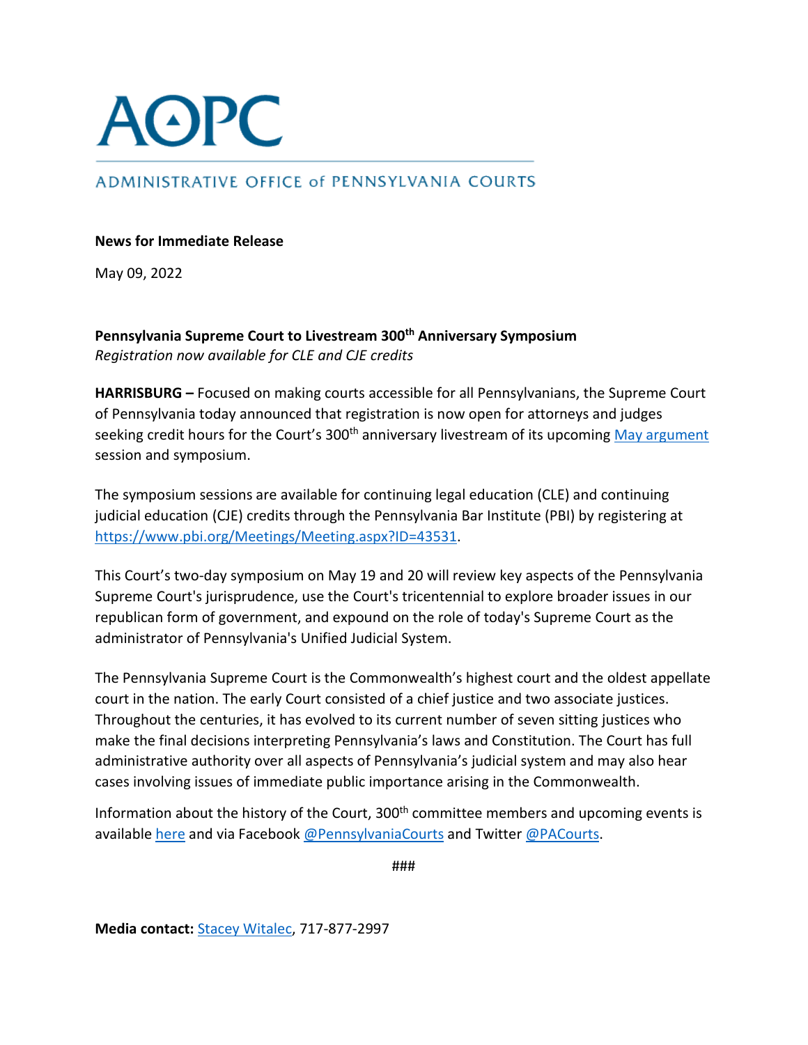# AOPC

ADMINISTRATIVE OFFICE of PENNSYLVANIA COURTS

**News for Immediate Release**

May 09, 2022

**Pennsylvania Supreme Court to Livestream 300th Anniversary Symposium**
*Registration now available for CLE and CJE credits*

**HARRISBURG –** Focused on making courts accessible for all Pennsylvanians, the Supreme Court of Pennsylvania today announced that registration is now open for attorneys and judges seeking credit hours for the Court's 300th anniversary livestream of its upcoming May argument session and symposium.

The symposium sessions are available for continuing legal education (CLE) and continuing judicial education (CJE) credits through the Pennsylvania Bar Institute (PBI) by registering at https://www.pbi.org/Meetings/Meeting.aspx?ID=43531.

This Court's two-day symposium on May 19 and 20 will review key aspects of the Pennsylvania Supreme Court's jurisprudence, use the Court's tricentennial to explore broader issues in our republican form of government, and expound on the role of today's Supreme Court as the administrator of Pennsylvania's Unified Judicial System.

The Pennsylvania Supreme Court is the Commonwealth's highest court and the oldest appellate court in the nation. The early Court consisted of a chief justice and two associate justices. Throughout the centuries, it has evolved to its current number of seven sitting justices who make the final decisions interpreting Pennsylvania's laws and Constitution. The Court has full administrative authority over all aspects of Pennsylvania's judicial system and may also hear cases involving issues of immediate public importance arising in the Commonwealth.

Information about the history of the Court, 300th committee members and upcoming events is available here and via Facebook @PennsylvaniaCourts and Twitter @PACourts.

###

**Media contact:** Stacey Witalec, 717-877-2997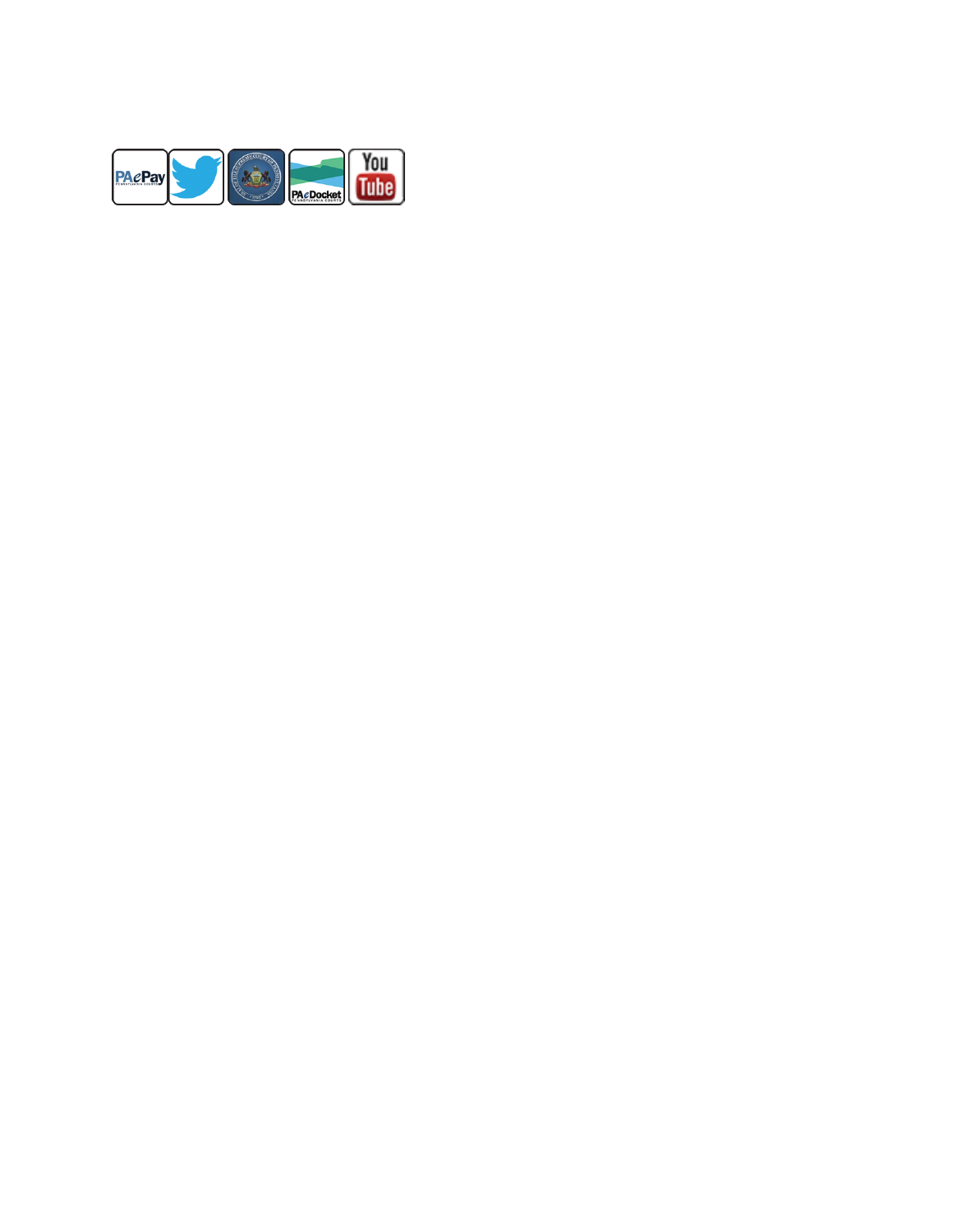PAePay

PAeDocket

You Tube